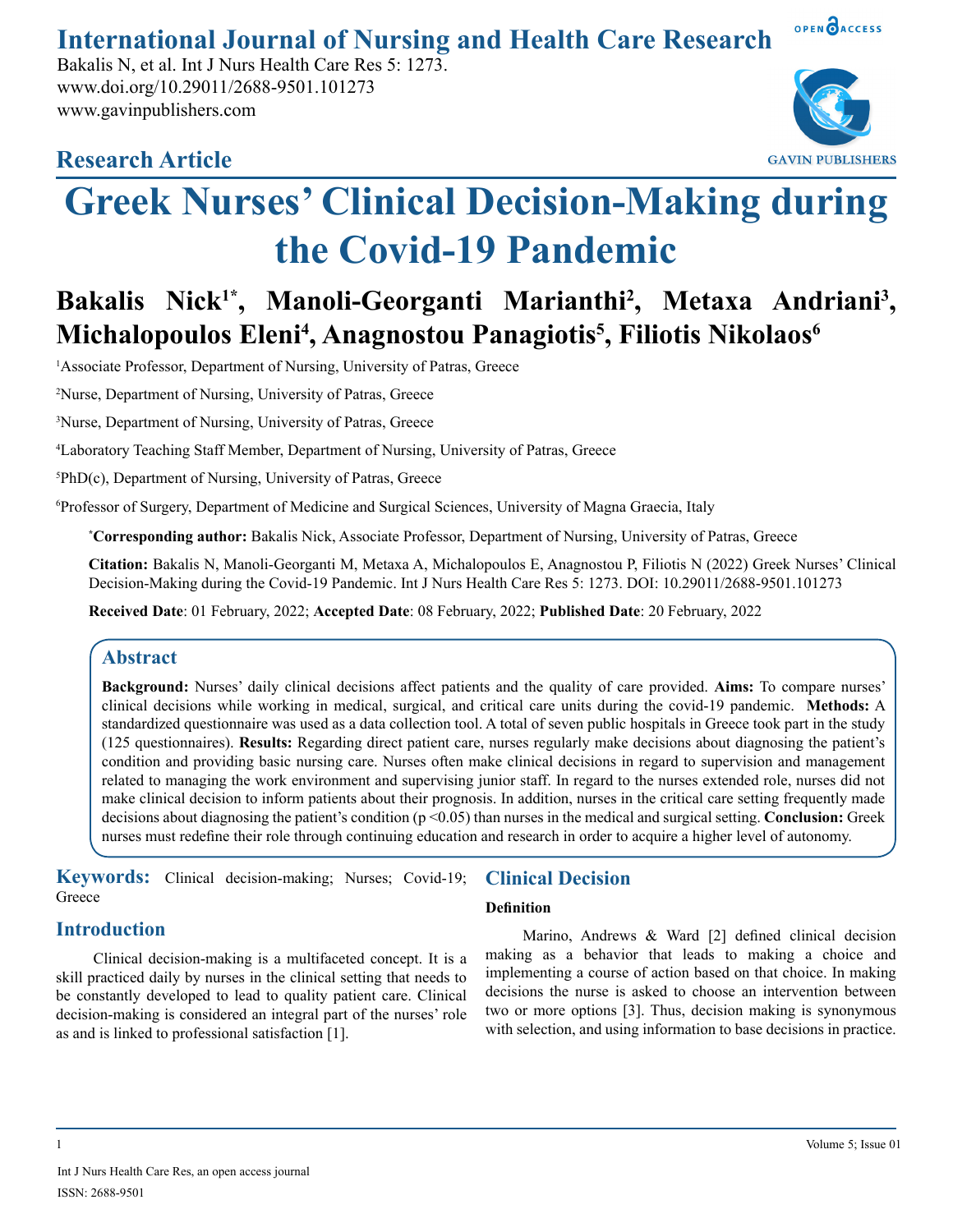# Greek Nurses' Clinical Decision-Making during the Covid-19 Pandemic

**Research Article**

**Bakalis Nick[1*], Manoli-Georganti Marianthi[2], Metaxa Andriani[3], Michalopoulos Eleni[4], Anagnostou Panagiotis[5], Filiotis Nikolaos[6]**

[1]Associate Professor, Department of Nursing, University of Patras, Greece

[2]Nurse, Department of Nursing, University of Patras, Greece

[3]Nurse, Department of Nursing, University of Patras, Greece

[4]Laboratory Teaching Staff Member, Department of Nursing, University of Patras, Greece

[5]PhD(c), Department of Nursing, University of Patras, Greece

[6]Professor of Surgery, Department of Medicine and Surgical Sciences, University of Magna Graecia, Italy

[*]**Corresponding author:** Bakalis Nick, Associate Professor, Department of Nursing, University of Patras, Greece

**Citation:** Bakalis N, Manoli-Georganti M, Metaxa A, Michalopoulos E, Anagnostou P, Filiotis N (2022) Greek Nurses' Clinical Decision-Making during the Covid-19 Pandemic. Int J Nurs Health Care Res 5: 1273. DOI: 10.29011/2688-9501.101273

**Received Date**: 01 February, 2022; **Accepted Date**: 08 February, 2022; **Published Date**: 20 February, 2022

## Abstract

**Background:** Nurses' daily clinical decisions affect patients and the quality of care provided. **Aims:** To compare nurses' clinical decisions while working in medical, surgical, and critical care units during the covid-19 pandemic. **Methods:** A standardized questionnaire was used as a data collection tool. A total of seven public hospitals in Greece took part in the study (125 questionnaires). **Results:** Regarding direct patient care, nurses regularly make decisions about diagnosing the patient's condition and providing basic nursing care. Nurses often make clinical decisions in regard to supervision and management related to managing the work environment and supervising junior staff. In regard to the nurses extended role, nurses did not make clinical decision to inform patients about their prognosis. In addition, nurses in the critical care setting frequently made decisions about diagnosing the patient's condition ($p < 0.05$) than nurses in the medical and surgical setting. **Conclusion:** Greek nurses must redefine their role through continuing education and research in order to acquire a higher level of autonomy.

**Keywords:** Clinical decision-making; Nurses; Covid-19; Greece

## Introduction

Clinical decision-making is a multifaceted concept. It is a skill practiced daily by nurses in the clinical setting that needs to be constantly developed to lead to quality patient care. Clinical decision-making is considered an integral part of the nurses' role as and is linked to professional satisfaction [1].

## Clinical Decision

### Definition

Marino, Andrews & Ward [2] defined clinical decision making as a behavior that leads to making a choice and implementing a course of action based on that choice. In making decisions the nurse is asked to choose an intervention between two or more options [3]. Thus, decision making is synonymous with selection, and using information to base decisions in practice.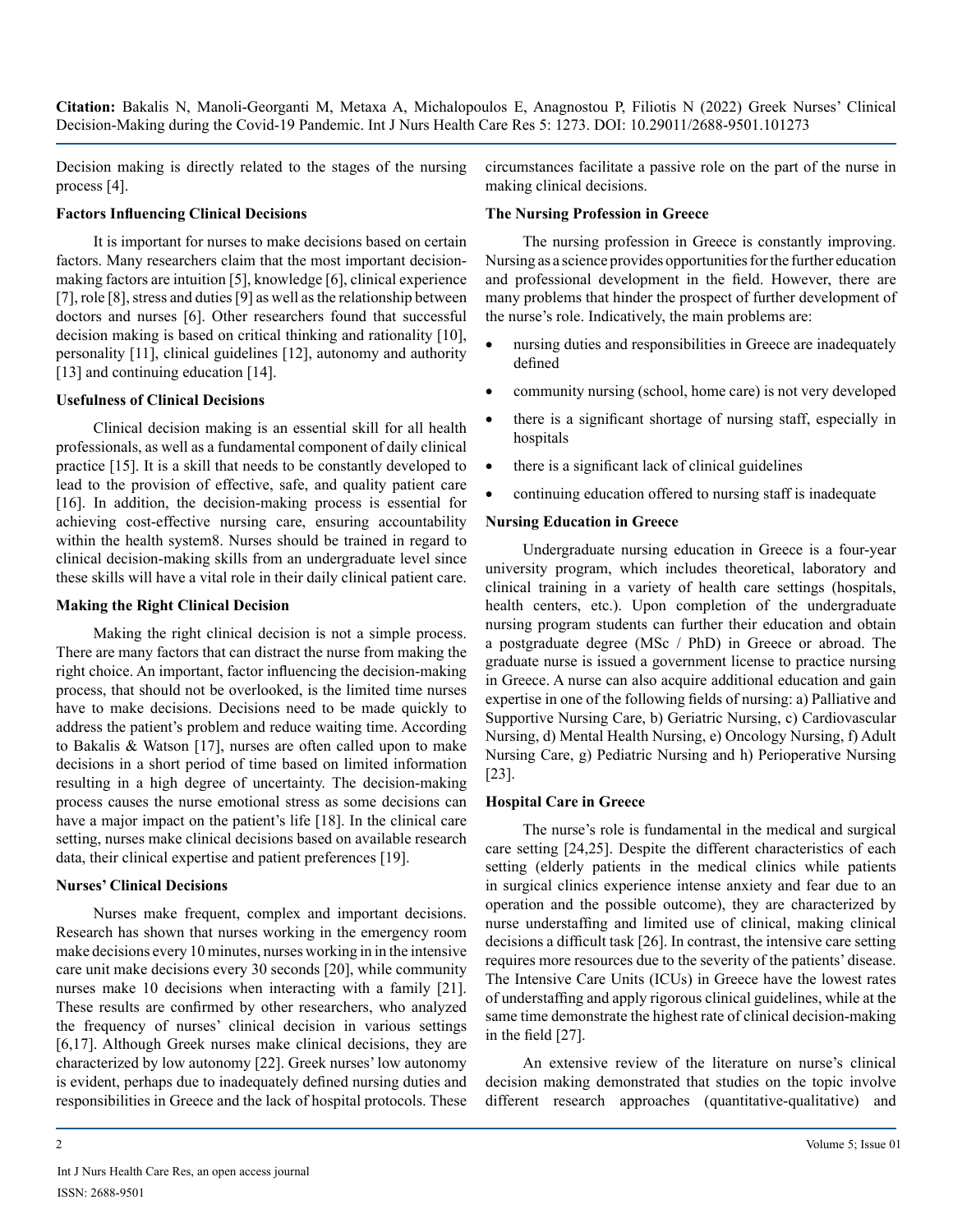Decision making is directly related to the stages of the nursing process [4].

### Factors Influencing Clinical Decisions

It is important for nurses to make decisions based on certain factors. Many researchers claim that the most important decision-making factors are intuition [5], knowledge [6], clinical experience [7], role [8], stress and duties [9] as well as the relationship between doctors and nurses [6]. Other researchers found that successful decision making is based on critical thinking and rationality [10], personality [11], clinical guidelines [12], autonomy and authority [13] and continuing education [14].

### Usefulness of Clinical Decisions

Clinical decision making is an essential skill for all health professionals, as well as a fundamental component of daily clinical practice [15]. It is a skill that needs to be constantly developed to lead to the provision of effective, safe, and quality patient care [16]. In addition, the decision-making process is essential for achieving cost-effective nursing care, ensuring accountability within the health system8. Nurses should be trained in regard to clinical decision-making skills from an undergraduate level since these skills will have a vital role in their daily clinical patient care.

### Making the Right Clinical Decision

Making the right clinical decision is not a simple process. There are many factors that can distract the nurse from making the right choice. An important, factor influencing the decision-making process, that should not be overlooked, is the limited time nurses have to make decisions. Decisions need to be made quickly to address the patient's problem and reduce waiting time. According to Bakalis & Watson [17], nurses are often called upon to make decisions in a short period of time based on limited information resulting in a high degree of uncertainty. The decision-making process causes the nurse emotional stress as some decisions can have a major impact on the patient's life [18]. In the clinical care setting, nurses make clinical decisions based on available research data, their clinical expertise and patient preferences [19].

### Nurses' Clinical Decisions

Nurses make frequent, complex and important decisions. Research has shown that nurses working in the emergency room make decisions every 10 minutes, nurses working in in the intensive care unit make decisions every 30 seconds [20], while community nurses make 10 decisions when interacting with a family [21]. These results are confirmed by other researchers, who analyzed the frequency of nurses' clinical decision in various settings [6,17]. Although Greek nurses make clinical decisions, they are characterized by low autonomy [22]. Greek nurses' low autonomy is evident, perhaps due to inadequately defined nursing duties and responsibilities in Greece and the lack of hospital protocols. These circumstances facilitate a passive role on the part of the nurse in making clinical decisions.

### The Nursing Profession in Greece

The nursing profession in Greece is constantly improving. Nursing as a science provides opportunities for the further education and professional development in the field. However, there are many problems that hinder the prospect of further development of the nurse's role. Indicatively, the main problems are:

- nursing duties and responsibilities in Greece are inadequately defined
- community nursing (school, home care) is not very developed
- there is a significant shortage of nursing staff, especially in hospitals
- there is a significant lack of clinical guidelines
- continuing education offered to nursing staff is inadequate

### Nursing Education in Greece

Undergraduate nursing education in Greece is a four-year university program, which includes theoretical, laboratory and clinical training in a variety of health care settings (hospitals, health centers, etc.). Upon completion of the undergraduate nursing program students can further their education and obtain a postgraduate degree (MSc / PhD) in Greece or abroad. The graduate nurse is issued a government license to practice nursing in Greece. A nurse can also acquire additional education and gain expertise in one of the following fields of nursing: a) Palliative and Supportive Nursing Care, b) Geriatric Nursing, c) Cardiovascular Nursing, d) Mental Health Nursing, e) Oncology Nursing, f) Adult Nursing Care, g) Pediatric Nursing and h) Perioperative Nursing [23].

### Hospital Care in Greece

The nurse's role is fundamental in the medical and surgical care setting [24,25]. Despite the different characteristics of each setting (elderly patients in the medical clinics while patients in surgical clinics experience intense anxiety and fear due to an operation and the possible outcome), they are characterized by nurse understaffing and limited use of clinical, making clinical decisions a difficult task [26]. In contrast, the intensive care setting requires more resources due to the severity of the patients' disease. The Intensive Care Units (ICUs) in Greece have the lowest rates of understaffing and apply rigorous clinical guidelines, while at the same time demonstrate the highest rate of clinical decision-making in the field [27].

An extensive review of the literature on nurse's clinical decision making demonstrated that studies on the topic involve different research approaches (quantitative-qualitative) and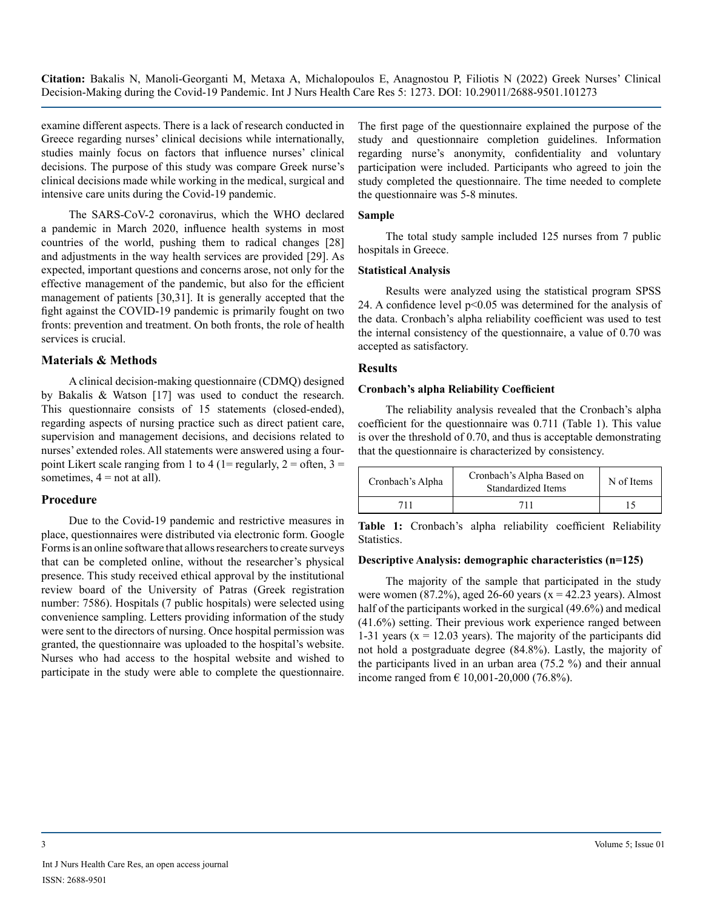examine different aspects. There is a lack of research conducted in Greece regarding nurses' clinical decisions while internationally, studies mainly focus on factors that influence nurses' clinical decisions. The purpose of this study was compare Greek nurse's clinical decisions made while working in the medical, surgical and intensive care units during the Covid-19 pandemic.

The SARS-CoV-2 coronavirus, which the WHO declared a pandemic in March 2020, influence health systems in most countries of the world, pushing them to radical changes [28] and adjustments in the way health services are provided [29]. As expected, important questions and concerns arose, not only for the effective management of the pandemic, but also for the efficient management of patients [30,31]. It is generally accepted that the fight against the COVID-19 pandemic is primarily fought on two fronts: prevention and treatment. On both fronts, the role of health services is crucial.

## Materials & Methods

A clinical decision-making questionnaire (CDMQ) designed by Bakalis & Watson [17] was used to conduct the research. This questionnaire consists of 15 statements (closed-ended), regarding aspects of nursing practice such as direct patient care, supervision and management decisions, and decisions related to nurses' extended roles. All statements were answered using a four-point Likert scale ranging from 1 to 4 (1= regularly, 2 = often, 3 = sometimes, 4 = not at all).

## Procedure

Due to the Covid-19 pandemic and restrictive measures in place, questionnaires were distributed via electronic form. Google Forms is an online software that allows researchers to create surveys that can be completed online, without the researcher's physical presence. This study received ethical approval by the institutional review board of the University of Patras (Greek registration number: 7586). Hospitals (7 public hospitals) were selected using convenience sampling. Letters providing information of the study were sent to the directors of nursing. Once hospital permission was granted, the questionnaire was uploaded to the hospital's website. Nurses who had access to the hospital website and wished to participate in the study were able to complete the questionnaire. The first page of the questionnaire explained the purpose of the study and questionnaire completion guidelines. Information regarding nurse's anonymity, confidentiality and voluntary participation were included. Participants who agreed to join the study completed the questionnaire. The time needed to complete the questionnaire was 5-8 minutes.

### Sample

The total study sample included 125 nurses from 7 public hospitals in Greece.

### Statistical Analysis

Results were analyzed using the statistical program SPSS 24. A confidence level $p<0.05$ was determined for the analysis of the data. Cronbach's alpha reliability coefficient was used to test the internal consistency of the questionnaire, a value of 0.70 was accepted as satisfactory.

## Results

### Cronbach's alpha Reliability Coefficient

The reliability analysis revealed that the Cronbach's alpha coefficient for the questionnaire was 0.711 (Table 1). This value is over the threshold of 0.70, and thus is acceptable demonstrating that the questionnaire is characterized by consistency.

| Cronbach's Alpha | Cronbach's Alpha Based on Standardized Items | N of Items |
|---|---|---|
| 711 | 711 | 15 |

**Table 1:** Cronbach's alpha reliability coefficient Reliability Statistics.

### Descriptive Analysis: demographic characteristics (n=125)

The majority of the sample that participated in the study were women (87.2%), aged 26-60 years ($x = 42.23$ years). Almost half of the participants worked in the surgical (49.6%) and medical (41.6%) setting. Their previous work experience ranged between 1-31 years ($x = 12.03$ years). The majority of the participants did not hold a postgraduate degree (84.8%). Lastly, the majority of the participants lived in an urban area (75.2 %) and their annual income ranged from € 10,001-20,000 (76.8%).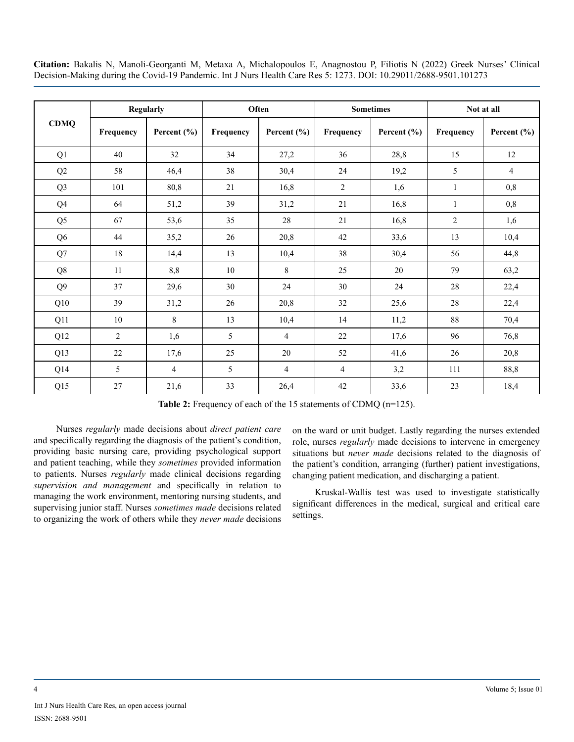| CDMQ | Regularly | | Often | | Sometimes | | Not at all | |
|---|---|---|---|---|---|---|---|---|
| | Frequency | Percent (%) | Frequency | Percent (%) | Frequency | Percent (%) | Frequency | Percent (%) |
| Q1 | 40 | 32 | 34 | 27,2 | 36 | 28,8 | 15 | 12 |
| Q2 | 58 | 46,4 | 38 | 30,4 | 24 | 19,2 | 5 | 4 |
| Q3 | 101 | 80,8 | 21 | 16,8 | 2 | 1,6 | 1 | 0,8 |
| Q4 | 64 | 51,2 | 39 | 31,2 | 21 | 16,8 | 1 | 0,8 |
| Q5 | 67 | 53,6 | 35 | 28 | 21 | 16,8 | 2 | 1,6 |
| Q6 | 44 | 35,2 | 26 | 20,8 | 42 | 33,6 | 13 | 10,4 |
| Q7 | 18 | 14,4 | 13 | 10,4 | 38 | 30,4 | 56 | 44,8 |
| Q8 | 11 | 8,8 | 10 | 8 | 25 | 20 | 79 | 63,2 |
| Q9 | 37 | 29,6 | 30 | 24 | 30 | 24 | 28 | 22,4 |
| Q10 | 39 | 31,2 | 26 | 20,8 | 32 | 25,6 | 28 | 22,4 |
| Q11 | 10 | 8 | 13 | 10,4 | 14 | 11,2 | 88 | 70,4 |
| Q12 | 2 | 1,6 | 5 | 4 | 22 | 17,6 | 96 | 76,8 |
| Q13 | 22 | 17,6 | 25 | 20 | 52 | 41,6 | 26 | 20,8 |
| Q14 | 5 | 4 | 5 | 4 | 4 | 3,2 | 111 | 88,8 |
| Q15 | 27 | 21,6 | 33 | 26,4 | 42 | 33,6 | 23 | 18,4 |

**Table 2:** Frequency of each of the 15 statements of CDMQ (n=125).

Nurses *regularly* made decisions about *direct patient care* and specifically regarding the diagnosis of the patient's condition, providing basic nursing care, providing psychological support and patient teaching, while they *sometimes* provided information to patients. Nurses *regularly* made clinical decisions regarding *supervision and management* and specifically in relation to managing the work environment, mentoring nursing students, and supervising junior staff. Nurses *sometimes made* decisions related to organizing the work of others while they *never made* decisions on the ward or unit budget. Lastly regarding the nurses extended role, nurses *regularly* made decisions to intervene in emergency situations but *never made* decisions related to the diagnosis of the patient's condition, arranging (further) patient investigations, changing patient medication, and discharging a patient.

Kruskal-Wallis test was used to investigate statistically significant differences in the medical, surgical and critical care settings.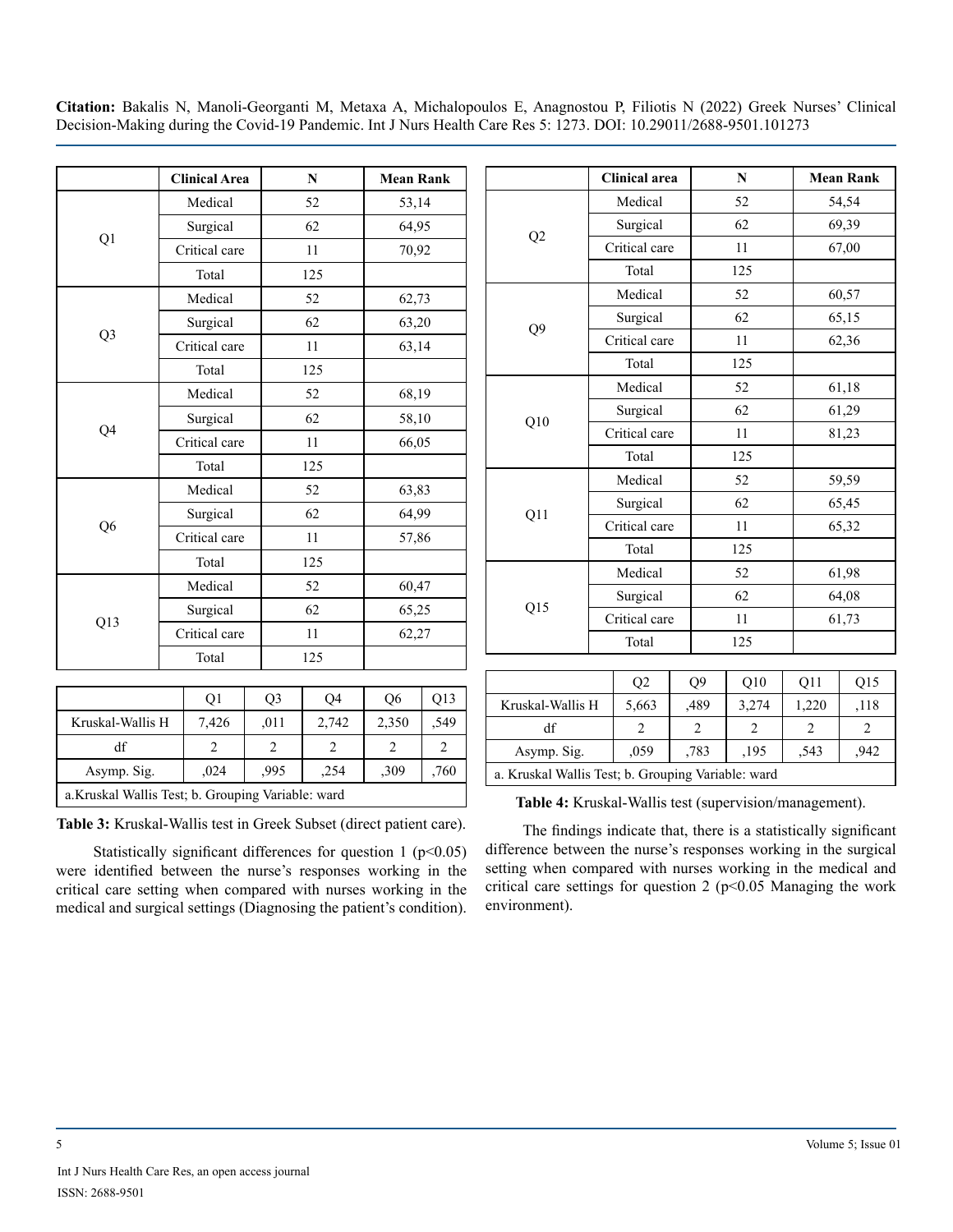| | Clinical Area | N | Mean Rank |
|---|---|---|---|
| Q1 | Medical | 52 | 53,14 |
| | Surgical | 62 | 64,95 |
| | Critical care | 11 | 70,92 |
| | Total | 125 | |
| Q3 | Medical | 52 | 62,73 |
| | Surgical | 62 | 63,20 |
| | Critical care | 11 | 63,14 |
| | Total | 125 | |
| Q4 | Medical | 52 | 68,19 |
| | Surgical | 62 | 58,10 |
| | Critical care | 11 | 66,05 |
| | Total | 125 | |
| Q6 | Medical | 52 | 63,83 |
| | Surgical | 62 | 64,99 |
| | Critical care | 11 | 57,86 |
| | Total | 125 | |
| Q13 | Medical | 52 | 60,47 |
| | Surgical | 62 | 65,25 |
| | Critical care | 11 | 62,27 |
| | Total | 125 | |

| | Q1 | Q3 | Q4 | Q6 | Q13 |
|---|---|---|---|---|---|
| Kruskal-Wallis H | 7,426 | ,011 | 2,742 | 2,350 | ,549 |
| df | 2 | 2 | 2 | 2 | 2 |
| Asymp. Sig. | ,024 | ,995 | ,254 | ,309 | ,760 |
| a.Kruskal Wallis Test; b. Grouping Variable: ward | | | | | |

**Table 3:** Kruskal-Wallis test in Greek Subset (direct patient care).

Statistically significant differences for question 1 ($p<0.05$) were identified between the nurse's responses working in the critical care setting when compared with nurses working in the medical and surgical settings (Diagnosing the patient's condition).

| | Clinical area | N | Mean Rank |
|---|---|---|---|
| Q2 | Medical | 52 | 54,54 |
| | Surgical | 62 | 69,39 |
| | Critical care | 11 | 67,00 |
| | Total | 125 | |
| Q9 | Medical | 52 | 60,57 |
| | Surgical | 62 | 65,15 |
| | Critical care | 11 | 62,36 |
| | Total | 125 | |
| Q10 | Medical | 52 | 61,18 |
| | Surgical | 62 | 61,29 |
| | Critical care | 11 | 81,23 |
| | Total | 125 | |
| Q11 | Medical | 52 | 59,59 |
| | Surgical | 62 | 65,45 |
| | Critical care | 11 | 65,32 |
| | Total | 125 | |
| Q15 | Medical | 52 | 61,98 |
| | Surgical | 62 | 64,08 |
| | Critical care | 11 | 61,73 |
| | Total | 125 | |

| | Q2 | Q9 | Q10 | Q11 | Q15 |
|---|---|---|---|---|---|
| Kruskal-Wallis H | 5,663 | ,489 | 3,274 | 1,220 | ,118 |
| df | 2 | 2 | 2 | 2 | 2 |
| Asymp. Sig. | ,059 | ,783 | ,195 | ,543 | ,942 |
| a. Kruskal Wallis Test; b. Grouping Variable: ward | | | | | |

**Table 4:** Kruskal-Wallis test (supervision/management).

The findings indicate that, there is a statistically significant difference between the nurse's responses working in the surgical setting when compared with nurses working in the medical and critical care settings for question 2 ($p<0.05$ Managing the work environment).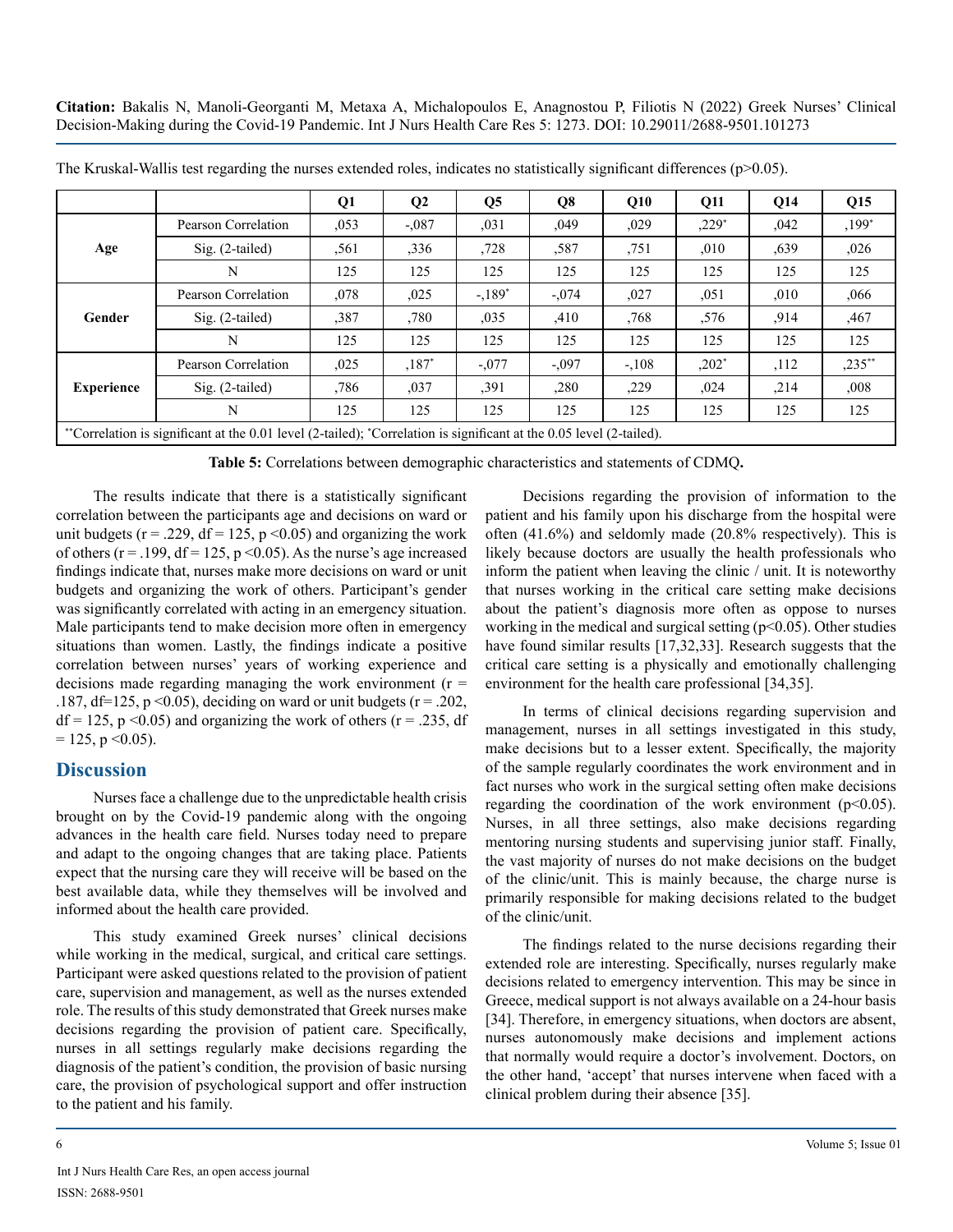The Kruskal-Wallis test regarding the nurses extended roles, indicates no statistically significant differences ($p>0.05$).

| | | Q1 | Q2 | Q5 | Q8 | Q10 | Q11 | Q14 | Q15 |
|---|---|---|---|---|---|---|---|---|---|
| **Age** | Pearson Correlation | ,053 | -,087 | ,031 | ,049 | ,029 | ,229* | ,042 | ,199* |
| | Sig. (2-tailed) | ,561 | ,336 | ,728 | ,587 | ,751 | ,010 | ,639 | ,026 |
| | N | 125 | 125 | 125 | 125 | 125 | 125 | 125 | 125 |
| **Gender** | Pearson Correlation | ,078 | ,025 | -,189* | -,074 | ,027 | ,051 | ,010 | ,066 |
| | Sig. (2-tailed) | ,387 | ,780 | ,035 | ,410 | ,768 | ,576 | ,914 | ,467 |
| | N | 125 | 125 | 125 | 125 | 125 | 125 | 125 | 125 |
| **Experience** | Pearson Correlation | ,025 | ,187* | -,077 | -,097 | -,108 | ,202* | ,112 | ,235** |
| | Sig. (2-tailed) | ,786 | ,037 | ,391 | ,280 | ,229 | ,024 | ,214 | ,008 |
| | N | 125 | 125 | 125 | 125 | 125 | 125 | 125 | 125 |

**Correlation is significant at the 0.01 level (2-tailed); *Correlation is significant at the 0.05 level (2-tailed).

**Table 5:** Correlations between demographic characteristics and statements of CDMQ**.**

The results indicate that there is a statistically significant correlation between the participants age and decisions on ward or unit budgets ($r = .229$, $df = 125$, $p < 0.05$) and organizing the work of others ($r = .199$, $df = 125$, $p < 0.05$). As the nurse's age increased findings indicate that, nurses make more decisions on ward or unit budgets and organizing the work of others. Participant's gender was significantly correlated with acting in an emergency situation. Male participants tend to make decision more often in emergency situations than women. Lastly, the findings indicate a positive correlation between nurses' years of working experience and decisions made regarding managing the work environment ($r = .187$, $df=125$, $p < 0.05$), deciding on ward or unit budgets ($r = .202$, $df = 125$, $p < 0.05$) and organizing the work of others ($r = .235$, $df = 125$, $p < 0.05$).

## Discussion

Nurses face a challenge due to the unpredictable health crisis brought on by the Covid-19 pandemic along with the ongoing advances in the health care field. Nurses today need to prepare and adapt to the ongoing changes that are taking place. Patients expect that the nursing care they will receive will be based on the best available data, while they themselves will be involved and informed about the health care provided.

This study examined Greek nurses' clinical decisions while working in the medical, surgical, and critical care settings. Participant were asked questions related to the provision of patient care, supervision and management, as well as the nurses extended role. The results of this study demonstrated that Greek nurses make decisions regarding the provision of patient care. Specifically, nurses in all settings regularly make decisions regarding the diagnosis of the patient's condition, the provision of basic nursing care, the provision of psychological support and offer instruction to the patient and his family.

Decisions regarding the provision of information to the patient and his family upon his discharge from the hospital were often (41.6%) and seldomly made (20.8% respectively). This is likely because doctors are usually the health professionals who inform the patient when leaving the clinic / unit. It is noteworthy that nurses working in the critical care setting make decisions about the patient's diagnosis more often as oppose to nurses working in the medical and surgical setting ($p<0.05$). Other studies have found similar results [17,32,33]. Research suggests that the critical care setting is a physically and emotionally challenging environment for the health care professional [34,35].

In terms of clinical decisions regarding supervision and management, nurses in all settings investigated in this study, make decisions but to a lesser extent. Specifically, the majority of the sample regularly coordinates the work environment and in fact nurses who work in the surgical setting often make decisions regarding the coordination of the work environment ($p<0.05$). Nurses, in all three settings, also make decisions regarding mentoring nursing students and supervising junior staff. Finally, the vast majority of nurses do not make decisions on the budget of the clinic/unit. This is mainly because, the charge nurse is primarily responsible for making decisions related to the budget of the clinic/unit.

The findings related to the nurse decisions regarding their extended role are interesting. Specifically, nurses regularly make decisions related to emergency intervention. This may be since in Greece, medical support is not always available on a 24-hour basis [34]. Therefore, in emergency situations, when doctors are absent, nurses autonomously make decisions and implement actions that normally would require a doctor's involvement. Doctors, on the other hand, 'accept' that nurses intervene when faced with a clinical problem during their absence [35].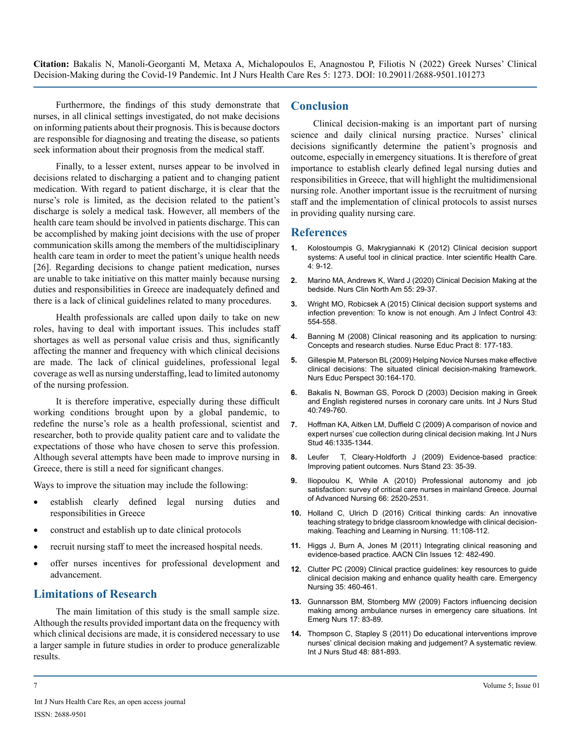Furthermore, the findings of this study demonstrate that nurses, in all clinical settings investigated, do not make decisions on informing patients about their prognosis. This is because doctors are responsible for diagnosing and treating the disease, so patients seek information about their prognosis from the medical staff.

Finally, to a lesser extent, nurses appear to be involved in decisions related to discharging a patient and to changing patient medication. With regard to patient discharge, it is clear that the nurse's role is limited, as the decision related to the patient's discharge is solely a medical task. However, all members of the health care team should be involved in patients discharge. This can be accomplished by making joint decisions with the use of proper communication skills among the members of the multidisciplinary health care team in order to meet the patient's unique health needs [26]. Regarding decisions to change patient medication, nurses are unable to take initiative on this matter mainly because nursing duties and responsibilities in Greece are inadequately defined and there is a lack of clinical guidelines related to many procedures.

Health professionals are called upon daily to take on new roles, having to deal with important issues. This includes staff shortages as well as personal value crisis and thus, significantly affecting the manner and frequency with which clinical decisions are made. The lack of clinical guidelines, professional legal coverage as well as nursing understaffing, lead to limited autonomy of the nursing profession.

It is therefore imperative, especially during these difficult working conditions brought upon by a global pandemic, to redefine the nurse's role as a health professional, scientist and researcher, both to provide quality patient care and to validate the expectations of those who have chosen to serve this profession. Although several attempts have been made to improve nursing in Greece, there is still a need for significant changes.

Ways to improve the situation may include the following:

- establish clearly defined legal nursing duties and responsibilities in Greece
- construct and establish up to date clinical protocols
- recruit nursing staff to meet the increased hospital needs.
- offer nurses incentives for professional development and advancement.

## Limitations of Research

The main limitation of this study is the small sample size. Although the results provided important data on the frequency with which clinical decisions are made, it is considered necessary to use a larger sample in future studies in order to produce generalizable results.

## Conclusion

Clinical decision-making is an important part of nursing science and daily clinical nursing practice. Nurses' clinical decisions significantly determine the patient's prognosis and outcome, especially in emergency situations. It is therefore of great importance to establish clearly defined legal nursing duties and responsibilities in Greece, that will highlight the multidimensional nursing role. Another important issue is the recruitment of nursing staff and the implementation of clinical protocols to assist nurses in providing quality nursing care.

## References

1. Kolostoumpis G, Makrygiannaki K (2012) Clinical decision support systems: A useful tool in clinical practice. Inter scientific Health Care. 4: 9-12.
2. Marino MA, Andrews K, Ward J (2020) Clinical Decision Making at the bedside. Nurs Clin North Am 55: 29-37.
3. Wright MO, Robicsek A (2015) Clinical decision support systems and infection prevention: To know is not enough. Am J Infect Control 43: 554-558.
4. Banning M (2008) Clinical reasoning and its application to nursing: Concepts and research studies. Nurse Educ Pract 8: 177-183.
5. Gillespie M, Paterson BL (2009) Helping Novice Nurses make effective clinical decisions: The situated clinical decision-making framework. Nurs Educ Perspect 30:164-170.
6. Bakalis N, Bowman GS, Porock D (2003) Decision making in Greek and English registered nurses in coronary care units. Int J Nurs Stud 40:749-760.
7. Hoffman KA, Aitken LM, Duffield C (2009) A comparison of novice and expert nurses' cue collection during clinical decision making. Int J Nurs Stud 46:1335-1344.
8. Leufer T, Cleary-Holdforth J (2009) Evidence-based practice: Improving patient outcomes. Nurs Stand 23: 35-39.
9. Iliopoulou K, While A (2010) Professional autonomy and job satisfaction: survey of critical care nurses in mainland Greece. Journal of Advanced Nursing 66: 2520-2531.
10. Holland C, Ulrich D (2016) Critical thinking cards: An innovative teaching strategy to bridge classroom knowledge with clinical decision-making. Teaching and Learning in Nursing. 11:108-112.
11. Higgs J, Burn A, Jones M (2011) Integrating clinical reasoning and evidence-based practice. AACN Clin Issues 12: 482-490.
12. Clutter PC (2009) Clinical practice guidelines: key resources to guide clinical decision making and enhance quality health care. Emergency Nursing 35: 460-461.
13. Gunnarsson BM, Stomberg MW (2009) Factors influencing decision making among ambulance nurses in emergency care situations. Int Emerg Nurs 17: 83-89.
14. Thompson C, Stapley S (2011) Do educational interventions improve nurses' clinical decision making and judgement? A systematic review. Int J Nurs Stud 48: 881-893.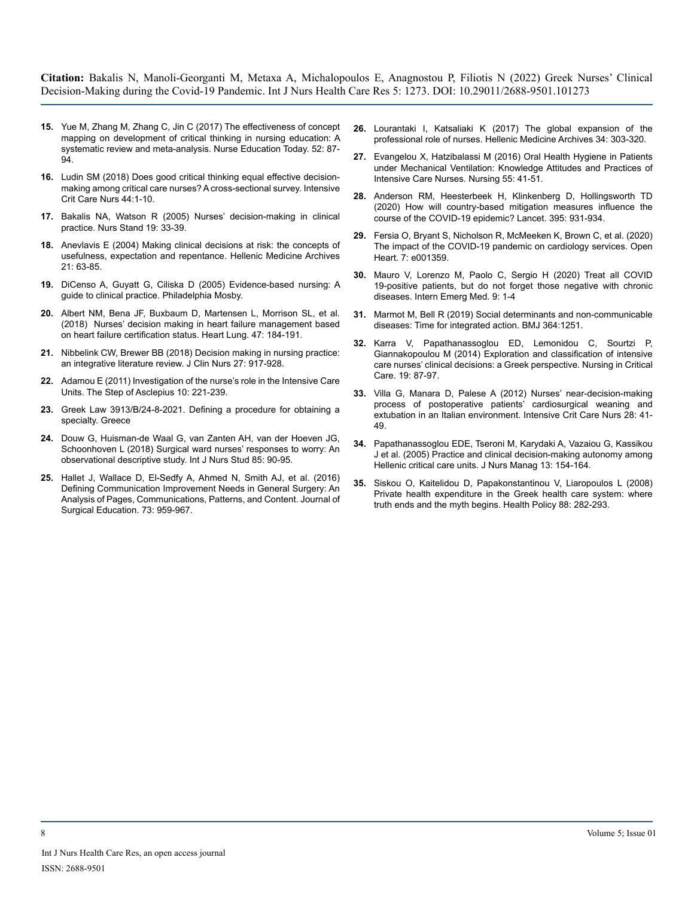15. Yue M, Zhang M, Zhang C, Jin C (2017) The effectiveness of concept mapping on development of critical thinking in nursing education: A systematic review and meta-analysis. Nurse Education Today. 52: 87-94.

16. Ludin SM (2018) Does good critical thinking equal effective decision-making among critical care nurses? A cross-sectional survey. Intensive Crit Care Nurs 44:1-10.

17. Bakalis NA, Watson R (2005) Nurses' decision-making in clinical practice. Nurs Stand 19: 33-39.

18. Anevlavis E (2004) Making clinical decisions at risk: the concepts of usefulness, expectation and repentance. Hellenic Medicine Archives 21: 63-85.

19. DiCenso A, Guyatt G, Ciliska D (2005) Evidence-based nursing: A guide to clinical practice. Philadelphia Mosby.

20. Albert NM, Bena JF, Buxbaum D, Martensen L, Morrison SL, et al. (2018) Nurses' decision making in heart failure management based on heart failure certification status. Heart Lung. 47: 184-191.

21. Nibbelink CW, Brewer BB (2018) Decision making in nursing practice: an integrative literature review. J Clin Nurs 27: 917-928.

22. Adamou E (2011) Investigation of the nurse's role in the Intensive Care Units. The Step of Asclepius 10: 221-239.

23. Greek Law 3913/B/24-8-2021. Defining a procedure for obtaining a specialty. Greece

24. Douw G, Huisman-de Waal G, van Zanten AH, van der Hoeven JG, Schoonhoven L (2018) Surgical ward nurses' responses to worry: An observational descriptive study. Int J Nurs Stud 85: 90-95.

25. Hallet J, Wallace D, El-Sedfy A, Ahmed N, Smith AJ, et al. (2016) Defining Communication Improvement Needs in General Surgery: An Analysis of Pages, Communications, Patterns, and Content. Journal of Surgical Education. 73: 959-967.

26. Lourantaki I, Katsaliaki K (2017) The global expansion of the professional role of nurses. Hellenic Medicine Archives 34: 303-320.

27. Evangelou X, Hatzibalassi M (2016) Oral Health Hygiene in Patients under Mechanical Ventilation: Knowledge Attitudes and Practices of Intensive Care Nurses. Nursing 55: 41-51.

28. Anderson RM, Heesterbeek H, Klinkenberg D, Hollingsworth TD (2020) How will country-based mitigation measures influence the course of the COVID-19 epidemic? Lancet. 395: 931-934.

29. Fersia O, Bryant S, Nicholson R, McMeeken K, Brown C, et al. (2020) The impact of the COVID-19 pandemic on cardiology services. Open Heart. 7: e001359.

30. Mauro V, Lorenzo M, Paolo C, Sergio H (2020) Treat all COVID 19-positive patients, but do not forget those negative with chronic diseases. Intern Emerg Med. 9: 1-4

31. Marmot M, Bell R (2019) Social determinants and non-communicable diseases: Time for integrated action. BMJ 364:1251.

32. Karra V, Papathanassoglou ED, Lemonidou C, Sourtzi P, Giannakopoulou M (2014) Exploration and classification of intensive care nurses' clinical decisions: a Greek perspective. Nursing in Critical Care. 19: 87-97.

33. Villa G, Manara D, Palese A (2012) Nurses' near-decision-making process of postoperative patients' cardiosurgical weaning and extubation in an Italian environment. Intensive Crit Care Nurs 28: 41-49.

34. Papathanassoglou EDE, Tseroni M, Karydaki A, Vazaiou G, Kassikou J et al. (2005) Practice and clinical decision-making autonomy among Hellenic critical care units. J Nurs Manag 13: 154-164.

35. Siskou O, Kaitelidou D, Papakonstantinou V, Liaropoulos L (2008) Private health expenditure in the Greek health care system: where truth ends and the myth begins. Health Policy 88: 282-293.